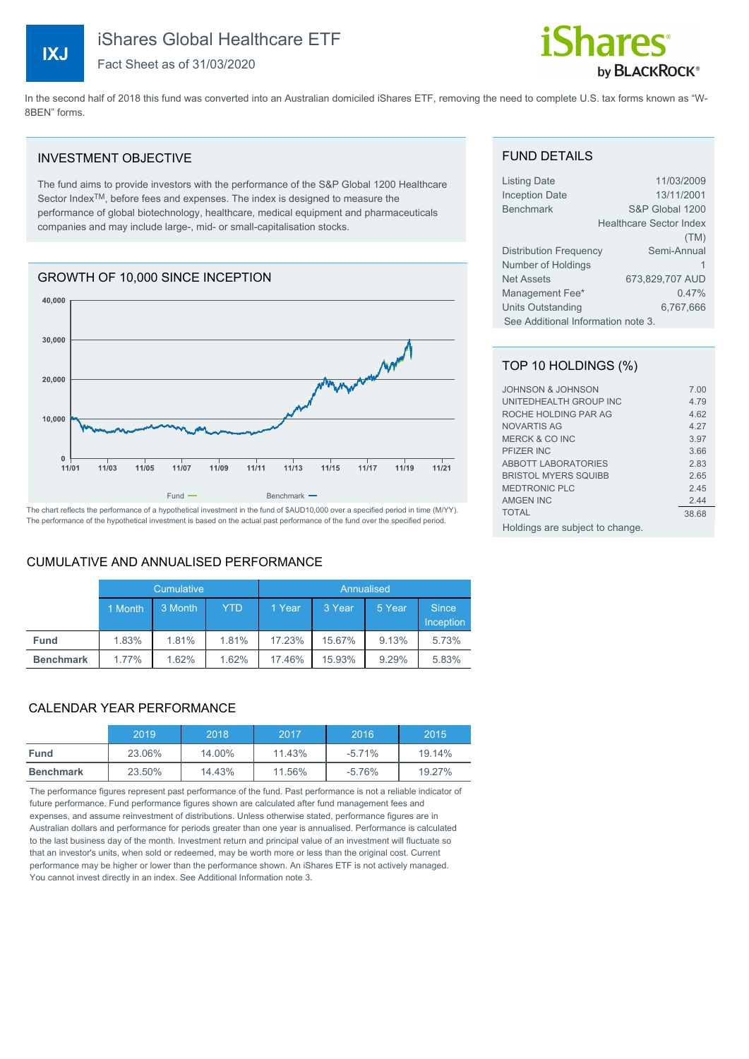# IXJ iShares Global Healthcare ETF

Fact Sheet as of 31/03/2020

iShares by BLACKROCK®

In the second half of 2018 this fund was converted into an Australian domiciled iShares ETF, removing the need to complete U.S. tax forms known as "W-8BEN" forms.

## INVESTMENT OBJECTIVE

The fund aims to provide investors with the performance of the S&P Global 1200 Healthcare Sector Index™, before fees and expenses. The index is designed to measure the performance of global biotechnology, healthcare, medical equipment and pharmaceuticals companies and may include large-, mid- or small-capitalisation stocks.

## GROWTH OF 10,000 SINCE INCEPTION

Fund — Benchmark —

The chart reflects the performance of a hypothetical investment in the fund of $AUD10,000 over a specified period in time (M/YY). The performance of the hypothetical investment is based on the actual past performance of the fund over the specified period.

## CUMULATIVE AND ANNUALISED PERFORMANCE

| | Cumulative | | | Annualised | | | |
|---|---|---|---|---|---|---|---|
| | 1 Month | 3 Month | YTD | 1 Year | 3 Year | 5 Year | Since Inception |
| **Fund** | 1.83% | 1.81% | 1.81% | 17.23% | 15.67% | 9.13% | 5.73% |
| **Benchmark** | 1.77% | 1.62% | 1.62% | 17.46% | 15.93% | 9.29% | 5.83% |

## CALENDAR YEAR PERFORMANCE

| | 2019 | 2018 | 2017 | 2016 | 2015 |
|---|---|---|---|---|---|
| **Fund** | 23.06% | 14.00% | 11.43% | -5.71% | 19.14% |
| **Benchmark** | 23.50% | 14.43% | 11.56% | -5.76% | 19.27% |

The performance figures represent past performance of the fund. Past performance is not a reliable indicator of future performance. Fund performance figures shown are calculated after fund management fees and expenses, and assume reinvestment of distributions. Unless otherwise stated, performance figures are in Australian dollars and performance for periods greater than one year is annualised. Performance is calculated to the last business day of the month. Investment return and principal value of an investment will fluctuate so that an investor's units, when sold or redeemed, may be worth more or less than the original cost. Current performance may be higher or lower than the performance shown. An iShares ETF is not actively managed. You cannot invest directly in an index. See Additional Information note 3.

## FUND DETAILS

| | |
|---|---|
| Listing Date | 11/03/2009 |
| Inception Date | 13/11/2001 |
| Benchmark | S&P Global 1200 Healthcare Sector Index (TM) |
| Distribution Frequency | Semi-Annual |
| Number of Holdings | 1 |
| Net Assets | 673,829,707 AUD |
| Management Fee* | 0.47% |
| Units Outstanding | 6,767,666 |

See Additional Information note 3.

## TOP 10 HOLDINGS (%)

| | |
|---|---|
| JOHNSON & JOHNSON | 7.00 |
| UNITEDHEALTH GROUP INC | 4.79 |
| ROCHE HOLDING PAR AG | 4.62 |
| NOVARTIS AG | 4.27 |
| MERCK & CO INC | 3.97 |
| PFIZER INC | 3.66 |
| ABBOTT LABORATORIES | 2.83 |
| BRISTOL MYERS SQUIBB | 2.65 |
| MEDTRONIC PLC | 2.45 |
| AMGEN INC | 2.44 |
| TOTAL | 38.68 |

Holdings are subject to change.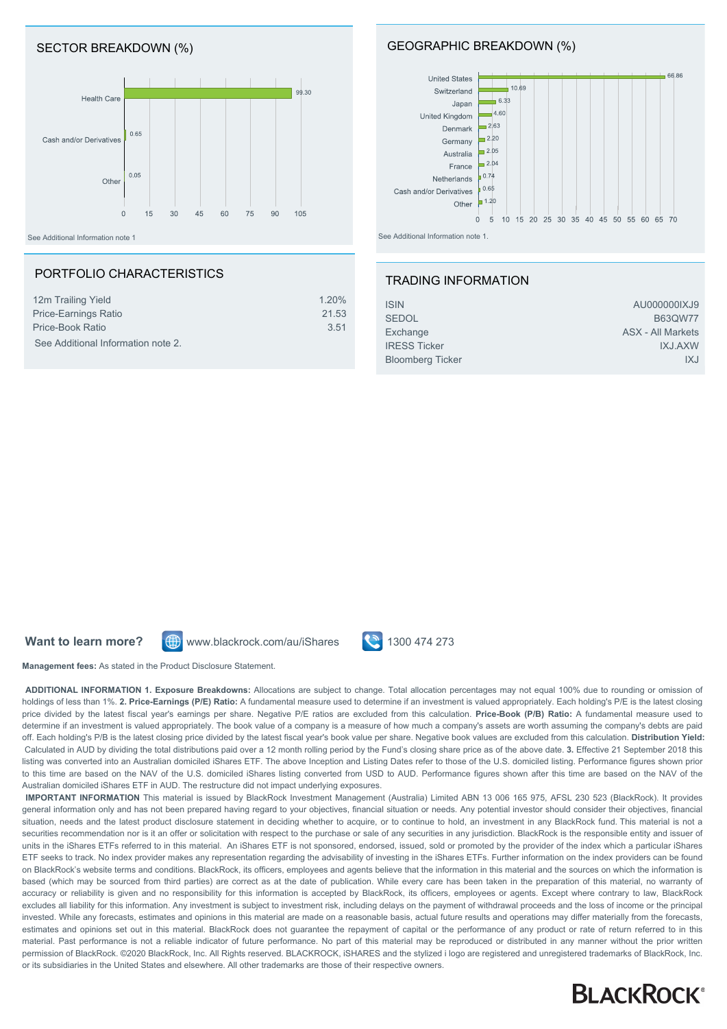## SECTOR BREAKDOWN (%)

Health Care 99.30
Cash and/or Derivatives 0.65
Other 0.05

0 15 30 45 60 75 90 105

See Additional Information note 1

## GEOGRAPHIC BREAKDOWN (%)

United States 66.86
Switzerland 10.69
Japan 6.33
United Kingdom 4.60
Denmark 2.63
Germany 2.20
Australia 2.05
France 2.04
Netherlands 0.74
Cash and/or Derivatives 0.65
Other 1.20

0 5 10 15 20 25 30 35 40 45 50 55 60 65 70

See Additional Information note 1.

## PORTFOLIO CHARACTERISTICS

| | |
|---|---|
| 12m Trailing Yield | 1.20% |
| Price-Earnings Ratio | 21.53 |
| Price-Book Ratio | 3.51 |

See Additional Information note 2.

## TRADING INFORMATION

| | |
|---|---|
| ISIN | AU000000IXJ9 |
| SEDOL | B63QW77 |
| Exchange | ASX - All Markets |
| IRESS Ticker | IXJ.AXW |
| Bloomberg Ticker | IXJ |

**Want to learn more?** www.blackrock.com/au/iShares 1300 474 273

**Management fees:** As stated in the Product Disclosure Statement.

**ADDITIONAL INFORMATION 1. Exposure Breakdowns:** Allocations are subject to change. Total allocation percentages may not equal 100% due to rounding or omission of holdings of less than 1%. **2. Price-Earnings (P/E) Ratio:** A fundamental measure used to determine if an investment is valued appropriately. Each holding's P/E is the latest closing price divided by the latest fiscal year's earnings per share. Negative P/E ratios are excluded from this calculation. **Price-Book (P/B) Ratio:** A fundamental measure used to determine if an investment is valued appropriately. The book value of a company is a measure of how much a company's assets are worth assuming the company's debts are paid off. Each holding's P/B is the latest closing price divided by the latest fiscal year's book value per share. Negative book values are excluded from this calculation. **Distribution Yield:** Calculated in AUD by dividing the total distributions paid over a 12 month rolling period by the Fund's closing share price as of the above date. **3.** Effective 21 September 2018 this listing was converted into an Australian domiciled iShares ETF. The above Inception and Listing Dates refer to those of the U.S. domiciled listing. Performance figures shown prior to this time are based on the NAV of the U.S. domiciled iShares listing converted from USD to AUD. Performance figures shown after this time are based on the NAV of the Australian domiciled iShares ETF in AUD. The restructure did not impact underlying exposures.

**IMPORTANT INFORMATION** This material is issued by BlackRock Investment Management (Australia) Limited ABN 13 006 165 975, AFSL 230 523 (BlackRock). It provides general information only and has not been prepared having regard to your objectives, financial situation or needs. Any potential investor should consider their objectives, financial situation, needs and the latest product disclosure statement in deciding whether to acquire, or to continue to hold, an investment in any BlackRock fund. This material is not a securities recommendation nor is it an offer or solicitation with respect to the purchase or sale of any securities in any jurisdiction. BlackRock is the responsible entity and issuer of units in the iShares ETFs referred to in this material. An iShares ETF is not sponsored, endorsed, issued, sold or promoted by the provider of the index which a particular iShares ETF seeks to track. No index provider makes any representation regarding the advisability of investing in the iShares ETFs. Further information on the index providers can be found on BlackRock's website terms and conditions. BlackRock, its officers, employees and agents believe that the information in this material and the sources on which the information is based (which may be sourced from third parties) are correct as at the date of publication. While every care has been taken in the preparation of this material, no warranty of accuracy or reliability is given and no responsibility for this information is accepted by BlackRock, its officers, employees or agents. Except where contrary to law, BlackRock excludes all liability for this information. Any investment is subject to investment risk, including delays on the payment of withdrawal proceeds and the loss of income or the principal invested. While any forecasts, estimates and opinions in this material are made on a reasonable basis, actual future results and operations may differ materially from the forecasts, estimates and opinions set out in this material. BlackRock does not guarantee the repayment of capital or the performance of any product or rate of return referred to in this material. Past performance is not a reliable indicator of future performance. No part of this material may be reproduced or distributed in any manner without the prior written permission of BlackRock. ©2020 BlackRock, Inc. All Rights reserved. BLACKROCK, iSHARES and the stylized i logo are registered and unregistered trademarks of BlackRock, Inc. or its subsidiaries in the United States and elsewhere. All other trademarks are those of their respective owners.

BLACKROCK®